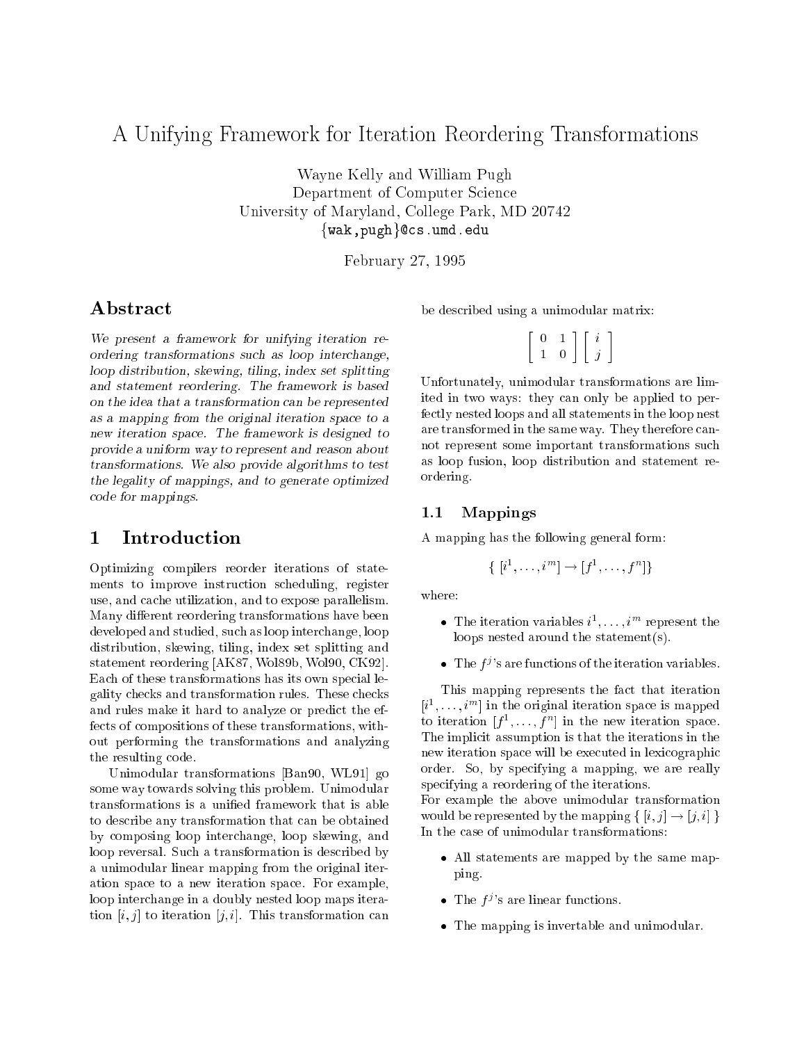# A Unifying Framework for Iteration Reordering Transformations

Wayne Kelly and William Pugh
Department of Computer Science
University of Maryland, College Park, MD 20742
{wak,pugh}@cs.umd.edu

February 27, 1995

## Abstract

*We present a framework for unifying iteration reordering transformations such as loop interchange, loop distribution, skewing, tiling, index set splitting and statement reordering. The framework is based on the idea that a transformation can be represented as a mapping from the original iteration space to a new iteration space. The framework is designed to provide a uniform way to represent and reason about transformations. We also provide algorithms to test the legality of mappings, and to generate optimized code for mappings.*

## 1 Introduction

Optimizing compilers reorder iterations of statements to improve instruction scheduling, register use, and cache utilization, and to expose parallelism. Many different reordering transformations have been developed and studied, such as loop interchange, loop distribution, skewing, tiling, index set splitting and statement reordering [AK87, Wol89b, Wol90, CK92]. Each of these transformations has its own special legality checks and transformation rules. These checks and rules make it hard to analyze or predict the effects of compositions of these transformations, without performing the transformations and analyzing the resulting code.

Unimodular transformations [Ban90, WL91] go some way towards solving this problem. Unimodular transformations is a unified framework that is able to describe any transformation that can be obtained by composing loop interchange, loop skewing, and loop reversal. Such a transformation is described by a unimodular linear mapping from the original iteration space to a new iteration space. For example, loop interchange in a doubly nested loop maps iteration $[i, j]$ to iteration $[j, i]$. This transformation can be described using a unimodular matrix:

$$\begin{bmatrix} 0 & 1 \\ 1 & 0 \end{bmatrix} \begin{bmatrix} i \\ j \end{bmatrix}$$

Unfortunately, unimodular transformations are limited in two ways: they can only be applied to perfectly nested loops and all statements in the loop nest are transformed in the same way. They therefore cannot represent some important transformations such as loop fusion, loop distribution and statement reordering.

### 1.1 Mappings

A mapping has the following general form:

$$\{\ [i^1, \ldots, i^m] \rightarrow [f^1, \ldots, f^n]\}$$

where:

- The iteration variables $i^1, \ldots, i^m$ represent the loops nested around the statement(s).
- The $f^j$'s are functions of the iteration variables.

This mapping represents the fact that iteration $[i^1, \ldots, i^m]$ in the original iteration space is mapped to iteration $[f^1, \ldots, f^n]$ in the new iteration space. The implicit assumption is that the iterations in the new iteration space will be executed in lexicographic order. So, by specifying a mapping, we are really specifying a reordering of the iterations.
For example the above unimodular transformation would be represented by the mapping $\{\ [i, j] \rightarrow [j, i]\ \}$
In the case of unimodular transformations:

- All statements are mapped by the same mapping.
- The $f^j$'s are linear functions.
- The mapping is invertable and unimodular.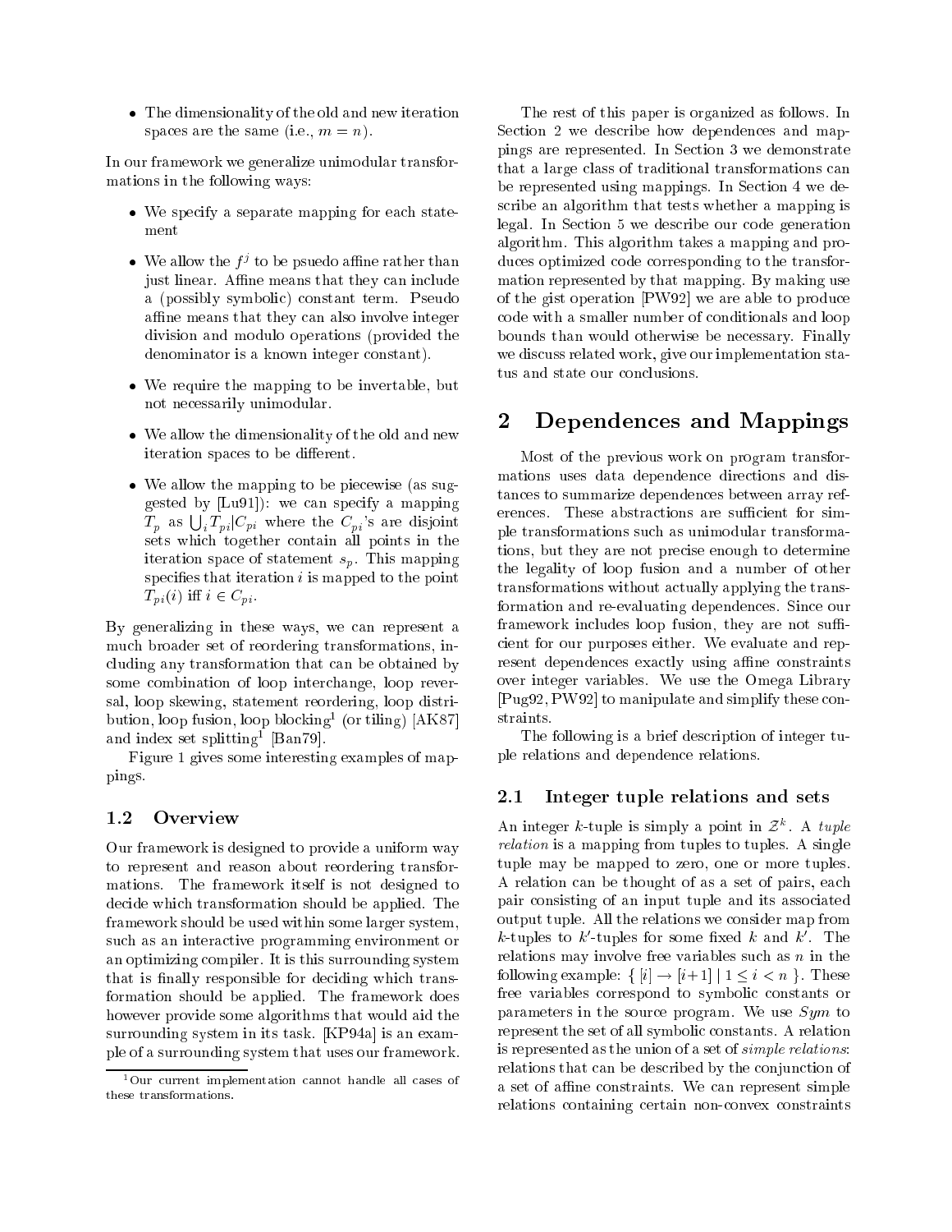- The dimensionality of the old and new iteration spaces are the same (i.e., $m = n$).

In our framework we generalize unimodular transformations in the following ways:

- We specify a separate mapping for each statement
- We allow the $f^j$ to be psuedo affine rather than just linear. Affine means that they can include a (possibly symbolic) constant term. Pseudo affine means that they can also involve integer division and modulo operations (provided the denominator is a known integer constant).
- We require the mapping to be invertable, but not necessarily unimodular.
- We allow the dimensionality of the old and new iteration spaces to be different.
- We allow the mapping to be piecewise (as suggested by [Lu91]): we can specify a mapping $T_p$ as $\bigcup_i T_{pi}|C_{pi}$ where the $C_{pi}$'s are disjoint sets which together contain all points in the iteration space of statement $s_p$. This mapping specifies that iteration $i$ is mapped to the point $T_{pi}(i)$ iff $i \in C_{pi}$.

By generalizing in these ways, we can represent a much broader set of reordering transformations, including any transformation that can be obtained by some combination of loop interchange, loop reversal, loop skewing, statement reordering, loop distribution, loop fusion, loop blocking[1] (or tiling) [AK87] and index set splitting[1] [Ban79].

Figure 1 gives some interesting examples of mappings.

### 1.2 Overview

Our framework is designed to provide a uniform way to represent and reason about reordering transformations. The framework itself is not designed to decide which transformation should be applied. The framework should be used within some larger system, such as an interactive programming environment or an optimizing compiler. It is this surrounding system that is finally responsible for deciding which transformation should be applied. The framework does however provide some algorithms that would aid the surrounding system in its task. [KP94a] is an example of a surrounding system that uses our framework.

[1] Our current implementation cannot handle all cases of these transformations.

The rest of this paper is organized as follows. In Section 2 we describe how dependences and mappings are represented. In Section 3 we demonstrate that a large class of traditional transformations can be represented using mappings. In Section 4 we describe an algorithm that tests whether a mapping is legal. In Section 5 we describe our code generation algorithm. This algorithm takes a mapping and produces optimized code corresponding to the transformation represented by that mapping. By making use of the gist operation [PW92] we are able to produce code with a smaller number of conditionals and loop bounds than would otherwise be necessary. Finally we discuss related work, give our implementation status and state our conclusions.

## 2 Dependences and Mappings

Most of the previous work on program transformations uses data dependence directions and distances to summarize dependences between array references. These abstractions are sufficient for simple transformations such as unimodular transformations, but they are not precise enough to determine the legality of loop fusion and a number of other transformations without actually applying the transformation and re-evaluating dependences. Since our framework includes loop fusion, they are not sufficient for our purposes either. We evaluate and represent dependences exactly using affine constraints over integer variables. We use the Omega Library [Pug92, PW92] to manipulate and simplify these constraints.

The following is a brief description of integer tuple relations and dependence relations.

### 2.1 Integer tuple relations and sets

An integer $k$-tuple is simply a point in $\mathcal{Z}^k$. A *tuple relation* is a mapping from tuples to tuples. A single tuple may be mapped to zero, one or more tuples. A relation can be thought of as a set of pairs, each pair consisting of an input tuple and its associated output tuple. All the relations we consider map from $k$-tuples to $k'$-tuples for some fixed $k$ and $k'$. The relations may involve free variables such as $n$ in the following example: $\{ [i] \rightarrow [i+1] \mid 1 \leq i < n \}$. These free variables correspond to symbolic constants or parameters in the source program. We use $Sym$ to represent the set of all symbolic constants. A relation is represented as the union of a set of *simple relations*: relations that can be described by the conjunction of a set of affine constraints. We can represent simple relations containing certain non-convex constraints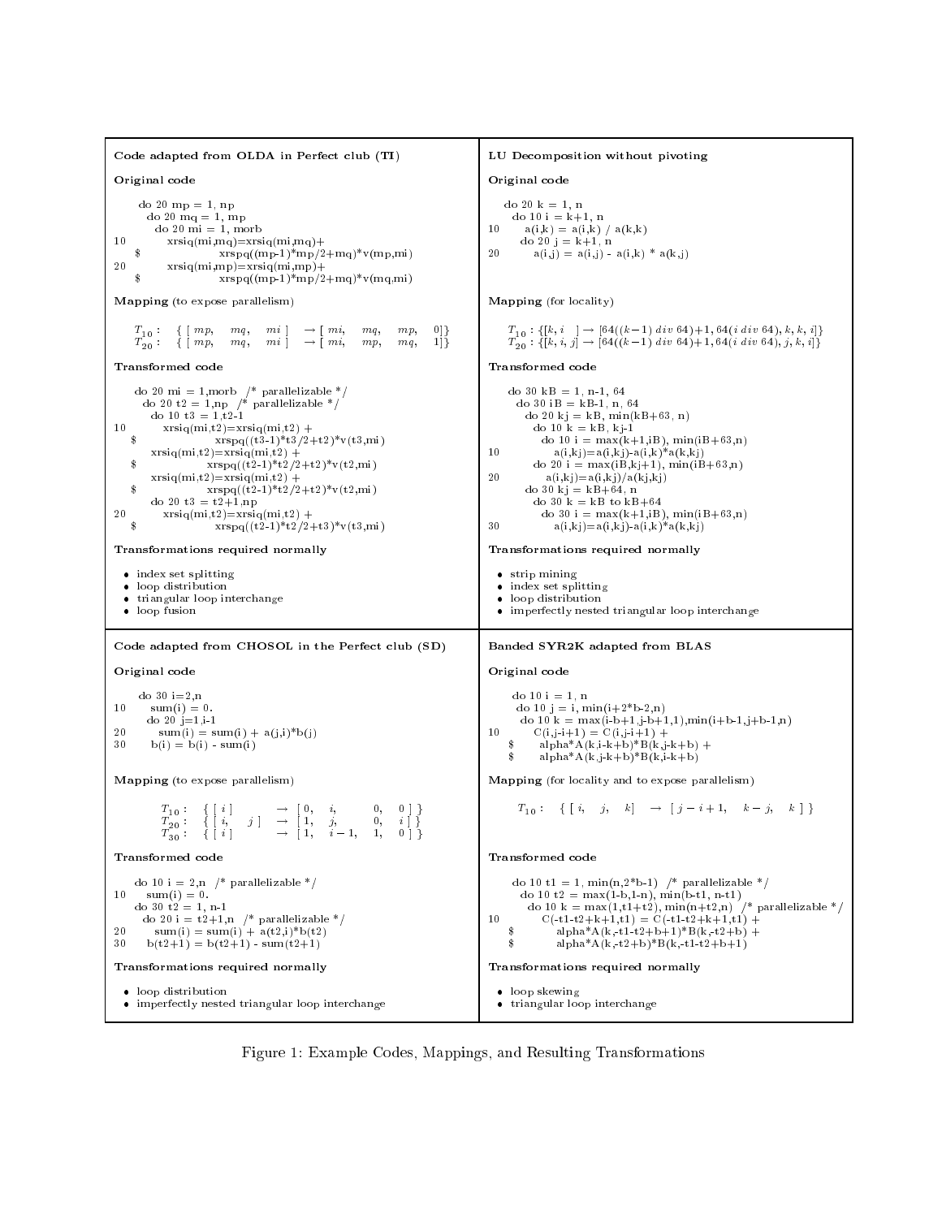### Code adapted from OLDA in Perfect club (TI)

**Original code**

```
      do 20 mp = 1, np
        do 20 mq = 1, mp
          do 20 mi = 1, morb
10          xrsiq(mi,mq)=xrsiq(mi,mq)+
     $                   xrspq((mp-1)*mp/2+mq)*v(mp,mi)
20          xrsiq(mi,mp)=xrsiq(mi,mp)+
     $                   xrspq((mp-1)*mp/2+mq)*v(mq,mi)
```

**Mapping** (to expose parallelism)

$$T_{10}: \{ [\, mp, \quad mq, \quad mi \,] \rightarrow [\, mi, \quad mq, \quad mp, \quad 0] \}$$
$$T_{20}: \{ [\, mp, \quad mq, \quad mi \,] \rightarrow [\, mi, \quad mp, \quad mq, \quad 1] \}$$

**Transformed code**

```
      do 20 mi = 1,morb  /* parallelizable */
        do 20 t2 = 1,np  /* parallelizable */
          do 10 t3 = 1,t2-1
10          xrsiq(mi,t2)=xrsiq(mi,t2) +
     $                   xrspq((t3-1)*t3/2+t2)*v(t3,mi)
          xrsiq(mi,t2)=xrsiq(mi,t2) +
     $                 xrspq((t2-1)*t2/2+t2)*v(t2,mi)
          xrsiq(mi,t2)=xrsiq(mi,t2) +
     $                 xrspq((t2-1)*t2/2+t2)*v(t2,mi)
          do 20 t3 = t2+1,np
20          xrsiq(mi,t2)=xrsiq(mi,t2) +
     $                   xrspq((t2-1)*t2/2+t3)*v(t3,mi)
```

**Transformations required normally**

- index set splitting
- loop distribution
- triangular loop interchange
- loop fusion

### LU Decomposition without pivoting

**Original code**

```
      do 20 k = 1, n
        do 10 i = k+1, n
10        a(i,k) = a(i,k) / a(k,k)
          do 20 j = k+1, n
20          a(i,j) = a(i,j) - a(i,k) * a(k,j)
```

**Mapping** (for locality)

$$T_{10}: \{[k, i \quad] \rightarrow [64((k-1)\ div\ 64)+1, 64(i\ div\ 64), k, k, i]\}$$
$$T_{20}: \{[k, i, j] \rightarrow [64((k-1)\ div\ 64)+1, 64(i\ div\ 64), j, k, i]\}$$

**Transformed code**

```
      do 30 kB = 1, n-1, 64
        do 30 iB = kB-1, n, 64
          do 20 kj = kB, min(kB+63, n)
            do 10 k = kB, kj-1
              do 10 i = max(k+1,iB), min(iB+63,n)
10              a(i,kj)=a(i,kj)-a(i,k)*a(k,kj)
            do 20 i = max(iB,kj+1), min(iB+63,n)
20            a(i,kj)=a(i,kj)/a(kj,kj)
          do 30 kj = kB+64, n
            do 30 k = kB to kB+64
              do 30 i = max(k+1,iB), min(iB+63,n)
30              a(i,kj)=a(i,kj)-a(i,k)*a(k,kj)
```

**Transformations required normally**

- strip mining
- index set splitting
- loop distribution
- imperfectly nested triangular loop interchange

### Code adapted from CHOSOL in the Perfect club (SD)

**Original code**

```
      do 30 i=2,n
10      sum(i) = 0.
        do 20 j=1,i-1
20        sum(i) = sum(i) + a(j,i)*b(j)
30      b(i) = b(i) - sum(i)
```

**Mapping** (to expose parallelism)

$$T_{10}: \{ [\, i \,] \rightarrow [\, 0, \quad i, \quad 0, \quad 0 \,] \}$$
$$T_{20}: \{ [\, i, \quad j \,] \rightarrow [\, 1, \quad j, \quad 0, \quad i \,] \}$$
$$T_{30}: \{ [\, i \,] \rightarrow [\, 1, \quad i-1, \quad 1, \quad 0 \,] \}$$

**Transformed code**

```
      do 10 i = 2,n  /* parallelizable */
10      sum(i) = 0.
      do 30 t2 = 1, n-1
        do 20 i = t2+1,n  /* parallelizable */
20        sum(i) = sum(i) + a(t2,i)*b(t2)
30      b(t2+1) = b(t2+1) - sum(t2+1)
```

**Transformations required normally**

- loop distribution
- imperfectly nested triangular loop interchange

### Banded SYR2K adapted from BLAS

**Original code**

```
      do 10 i = 1, n
        do 10 j = i, min(i+2*b-2,n)
          do 10 k = max(i-b+1,j-b+1,1),min(i+b-1,j+b-1,n)
10          C(i,j-i+1) = C(i,j-i+1) +
     $        alpha*A(k,i-k+b)*B(k,j-k+b) +
     $        alpha*A(k,j-k+b)*B(k,i-k+b)
```

**Mapping** (for locality and to expose parallelism)

$$T_{10}: \{ [\, i, \quad j, \quad k] \rightarrow [\, j-i+1, \quad k-j, \quad k \,] \}$$

**Transformed code**

```
      do 10 t1 = 1, min(n,2*b-1)  /* parallelizable */
        do 10 t2 = max(1-b,1-n), min(b-t1, n-t1)
          do 10 k = max(1,t1+t2), min(n+t2,n)  /* parallelizable */
10          C(-t1-t2+k+1,t1) = C(-t1-t2+k+1,t1) +
     $          alpha*A(k,-t1-t2+b+1)*B(k,-t2+b) +
     $          alpha*A(k,-t2+b)*B(k,-t1-t2+b+1)
```

**Transformations required normally**

- loop skewing
- triangular loop interchange

Figure 1: Example Codes, Mappings, and Resulting Transformations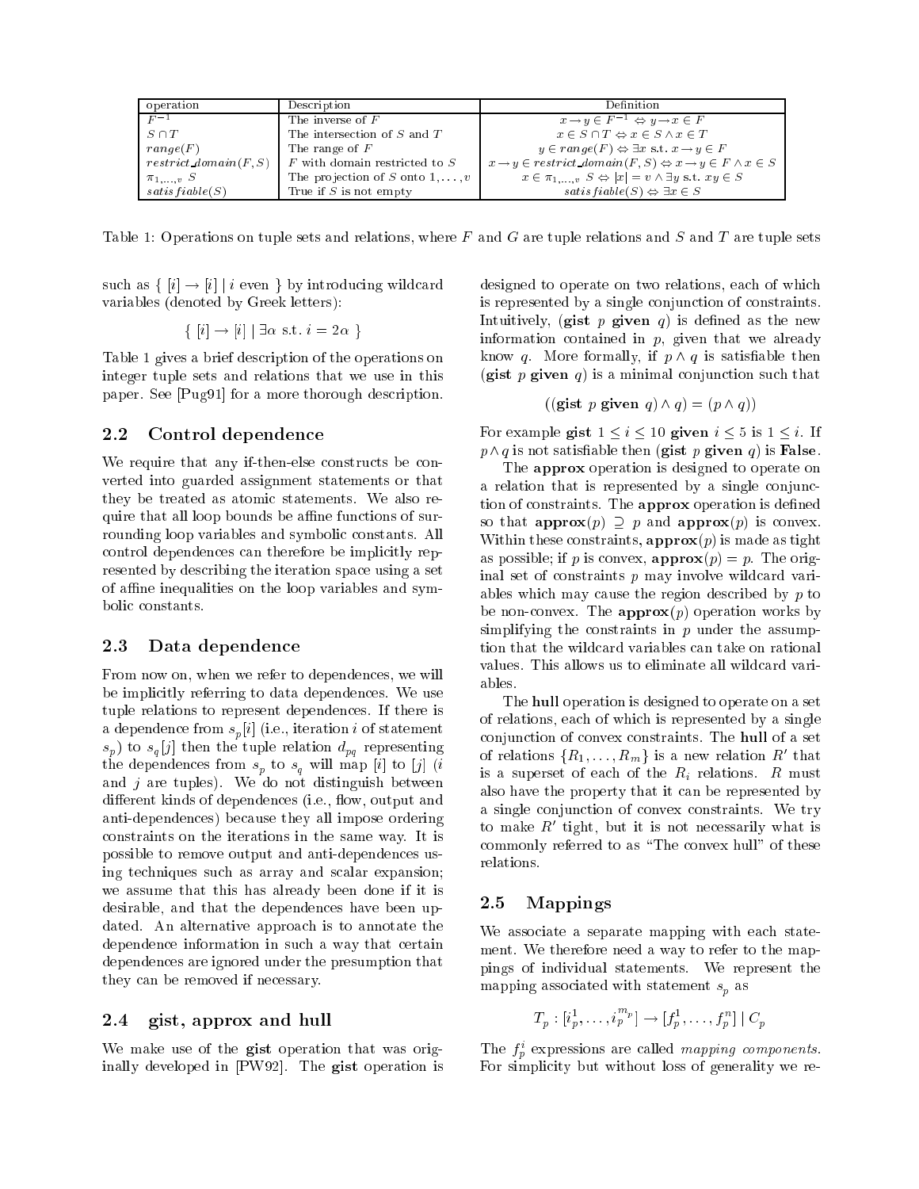| operation | Description | Definition |
| --- | --- | --- |
| $F^{-1}$ | The inverse of $F$ | $x \rightarrow y \in F^{-1} \Leftrightarrow y \rightarrow x \in F$ |
| $S \cap T$ | The intersection of $S$ and $T$ | $x \in S \cap T \Leftrightarrow x \in S \wedge x \in T$ |
| $range(F)$ | The range of $F$ | $y \in range(F) \Leftrightarrow \exists x \text{ s.t. } x \rightarrow y \in F$ |
| $restrict\_domain(F, S)$ | $F$ with domain restricted to $S$ | $x \rightarrow y \in restrict\_domain(F, S) \Leftrightarrow x \rightarrow y \in F \wedge x \in S$ |
| $\pi_{1,\ldots,v}\ S$ | The projection of $S$ onto $1, \ldots, v$ | $x \in \pi_{1,\ldots,v}\ S \Leftrightarrow \|x\| = v \wedge \exists y \text{ s.t. } xy \in S$ |
| $satisfiable(S)$ | True if $S$ is not empty | $satisfiable(S) \Leftrightarrow \exists x \in S$ |

Table 1: Operations on tuple sets and relations, where $F$ and $G$ are tuple relations and $S$ and $T$ are tuple sets

such as $\{ [i] \rightarrow [i] \mid i \text{ even } \}$ by introducing wildcard variables (denoted by Greek letters):

$$\{ [i] \rightarrow [i] \mid \exists \alpha \text{ s.t. } i = 2\alpha \}$$

Table 1 gives a brief description of the operations on integer tuple sets and relations that we use in this paper. See [Pug91] for a more thorough description.

## 2.2 Control dependence

We require that any if-then-else constructs be converted into guarded assignment statements or that they be treated as atomic statements. We also require that all loop bounds be affine functions of surrounding loop variables and symbolic constants. All control dependences can therefore be implicitly represented by describing the iteration space using a set of affine inequalities on the loop variables and symbolic constants.

## 2.3 Data dependence

From now on, when we refer to dependences, we will be implicitly referring to data dependences. We use tuple relations to represent dependences. If there is a dependence from $s_p[i]$ (i.e., iteration $i$ of statement $s_p$) to $s_q[j]$ then the tuple relation $d_{pq}$ representing the dependences from $s_p$ to $s_q$ will map $[i]$ to $[j]$ ($i$ and $j$ are tuples). We do not distinguish between different kinds of dependences (i.e., flow, output and anti-dependences) because they all impose ordering constraints on the iterations in the same way. It is possible to remove output and anti-dependences using techniques such as array and scalar expansion; we assume that this has already been done if it is desirable, and that the dependences have been updated. An alternative approach is to annotate the dependence information in such a way that certain dependences are ignored under the presumption that they can be removed if necessary.

## 2.4 gist, approx and hull

We make use of the **gist** operation that was originally developed in [PW92]. The **gist** operation is designed to operate on two relations, each of which is represented by a single conjunction of constraints. Intuitively, (**gist** $p$ **given** $q$) is defined as the new information contained in $p$, given that we already know $q$. More formally, if $p \wedge q$ is satisfiable then (**gist** $p$ **given** $q$) is a minimal conjunction such that

$$((\textbf{gist } p \textbf{ given } q) \wedge q) = (p \wedge q))$$

For example **gist** $1 \leq i \leq 10$ **given** $i \leq 5$ is $1 \leq i$. If $p \wedge q$ is not satisfiable then (**gist** $p$ **given** $q$) is **False**.

The **approx** operation is designed to operate on a relation that is represented by a single conjunction of constraints. The **approx** operation is defined so that **approx**$(p) \supseteq p$ and **approx**$(p)$ is convex. Within these constraints, **approx**$(p)$ is made as tight as possible; if $p$ is convex, **approx**$(p) = p$. The original set of constraints $p$ may involve wildcard variables which may cause the region described by $p$ to be non-convex. The **approx**$(p)$ operation works by simplifying the constraints in $p$ under the assumption that the wildcard variables can take on rational values. This allows us to eliminate all wildcard variables.

The **hull** operation is designed to operate on a set of relations, each of which is represented by a single conjunction of convex constraints. The **hull** of a set of relations $\{R_1, \ldots, R_m\}$ is a new relation $R'$ that is a superset of each of the $R_i$ relations. $R$ must also have the property that it can be represented by a single conjunction of convex constraints. We try to make $R'$ tight, but it is not necessarily what is commonly referred to as "The convex hull" of these relations.

## 2.5 Mappings

We associate a separate mapping with each statement. We therefore need a way to refer to the mappings of individual statements. We represent the mapping associated with statement $s_p$ as

$$T_p : [i_p^1, \ldots, i_p^{m_p}] \rightarrow [f_p^1, \ldots, f_p^n] \mid C_p$$

The $f_p^i$ expressions are called *mapping components*. For simplicity but without loss of generality we re-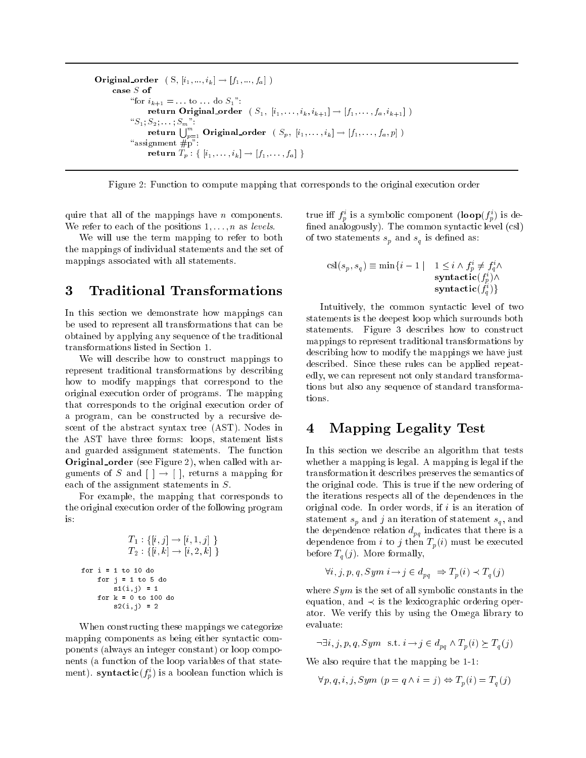**Original_order** ( S, $[i_1, ..., i_k] \rightarrow [f_1, ..., f_a]$ )
  **case** $S$ **of**
    "for $i_{k+1} = \ldots$ to $\ldots$ do $S_1$":
      **return Original_order** ( $S_1$, $[i_1, \ldots, i_k, i_{k+1}] \rightarrow [f_1, \ldots, f_a, i_{k+1}]$ )
    "$S_1; S_2; \ldots; S_m$":
      **return** $\bigcup_{p=1}^{m}$ **Original_order** ( $S_p$, $[i_1, \ldots, i_k] \rightarrow [f_1, \ldots, f_a, p]$ )
    "assignment #p":
      **return** $T_p : \{ [i_1, \ldots, i_k] \rightarrow [f_1, \ldots, f_a] \}$

Figure 2: Function to compute mapping that corresponds to the original execution order

quire that all of the mappings have $n$ components. We refer to each of the positions $1, \ldots, n$ as *levels*.

We will use the term mapping to refer to both the mappings of individual statements and the set of mappings associated with all statements.

## 3 Traditional Transformations

In this section we demonstrate how mappings can be used to represent all transformations that can be obtained by applying any sequence of the traditional transformations listed in Section 1.

We will describe how to construct mappings to represent traditional transformations by describing how to modify mappings that correspond to the original execution order of programs. The mapping that corresponds to the original execution order of a program, can be constructed by a recursive descent of the abstract syntax tree (AST). Nodes in the AST have three forms: loops, statement lists and guarded assignment statements. The function **Original_order** (see Figure 2), when called with arguments of $S$ and $[\,] \rightarrow [\,]$, returns a mapping for each of the assignment statements in $S$.

For example, the mapping that corresponds to the original execution order of the following program is:

$$T_1 : \{[i,j] \rightarrow [i,1,j]\}$$
$$T_2 : \{[i,k] \rightarrow [i,2,k]\}$$

```
for i = 1 to 10 do
    for j = 1 to 5 do
        s1(i,j) = 1
    for k = 0 to 100 do
        s2(i,j) = 2
```

When constructing these mappings we categorize mapping components as being either syntactic components (always an integer constant) or loop components (a function of the loop variables of that statement). $\mathbf{syntactic}(f_p^i)$ is a boolean function which is true iff $f_p^i$ is a symbolic component ($\mathbf{loop}(f_p^i)$ is defined analogously). The common syntactic level (csl) of two statements $s_p$ and $s_q$ is defined as:

$$\mathrm{csl}(s_p, s_q) \equiv \min\{i - 1 \mid \; 1 \le i \wedge f_p^i \ne f_q^i \wedge \mathbf{syntactic}(f_p^i) \wedge \mathbf{syntactic}(f_q^i)\}$$

Intuitively, the common syntactic level of two statements is the deepest loop which surrounds both statements. Figure 3 describes how to construct mappings to represent traditional transformations by describing how to modify the mappings we have just described. Since these rules can be applied repeatedly, we can represent not only standard transformations but also any sequence of standard transformations.

## 4 Mapping Legality Test

In this section we describe an algorithm that tests whether a mapping is legal. A mapping is legal if the transformation it describes preserves the semantics of the original code. This is true if the new ordering of the iterations respects all of the dependences in the original code. In order words, if $i$ is an iteration of statement $s_p$ and $j$ an iteration of statement $s_q$, and the dependence relation $d_{pq}$ indicates that there is a dependence from $i$ to $j$ then $T_p(i)$ must be executed before $T_q(j)$. More formally,

$$\forall i, j, p, q, Sym \; i \rightarrow j \in d_{pq} \;\Rightarrow T_p(i) \prec T_q(j)$$

where $Sym$ is the set of all symbolic constants in the equation, and $\prec$ is the lexicographic ordering operator. We verify this by using the Omega library to evaluate:

$$\neg \exists i, j, p, q, Sym \;\; \text{s.t.}\; i \rightarrow j \in d_{pq} \wedge T_p(i) \succeq T_q(j)$$

We also require that the mapping be 1-1:

$$\forall p, q, i, j, Sym \; (p = q \wedge i = j) \Leftrightarrow T_p(i) = T_q(j)$$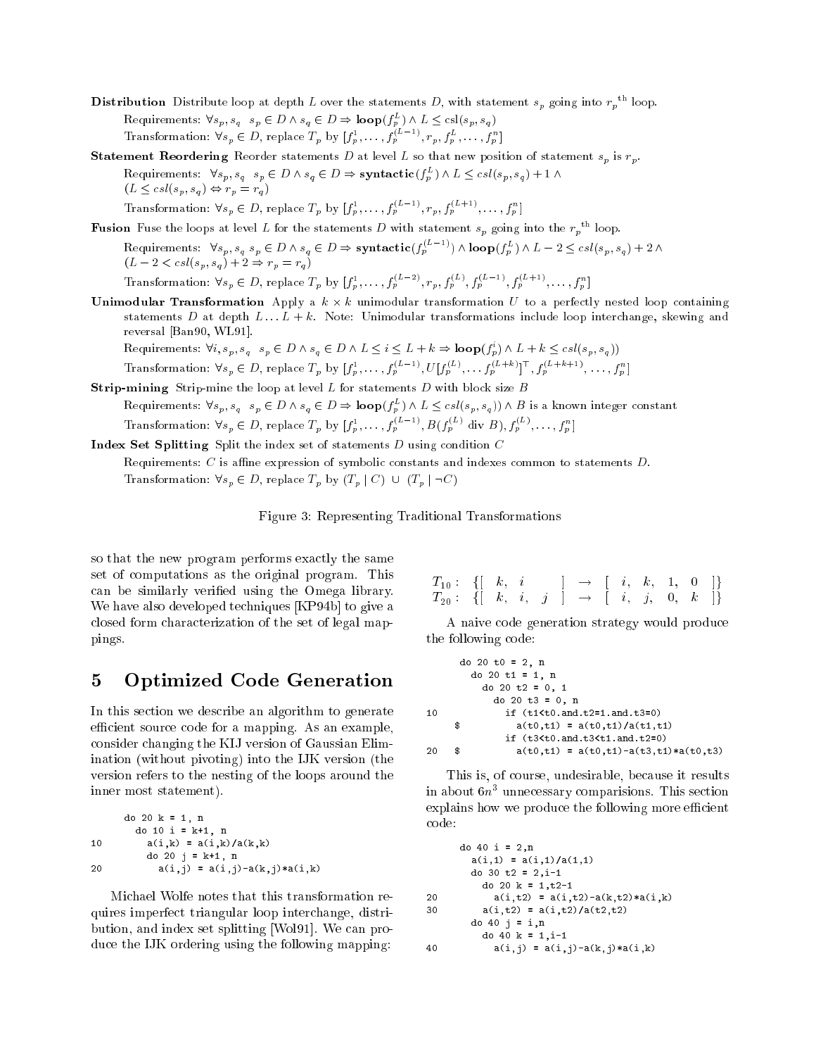**Distribution** Distribute loop at depth $L$ over the statements $D$, with statement $s_p$ going into ${r_p}^{\text{th}}$ loop.

Requirements: $\forall s_p, s_q \;\; s_p \in D \wedge s_q \in D \Rightarrow \mathbf{loop}(f_p^L) \wedge L \leq \text{csl}(s_p, s_q)$

Transformation: $\forall s_p \in D$, replace $T_p$ by $[f_p^1, \ldots, f_p^{(L-1)}, r_p, f_p^L, \ldots, f_p^n]$

**Statement Reordering** Reorder statements $D$ at level $L$ so that new position of statement $s_p$ is $r_p$.

Requirements: $\forall s_p, s_q \;\; s_p \in D \wedge s_q \in D \Rightarrow \mathbf{syntactic}(f_p^L) \wedge L \leq csl(s_p, s_q) + 1 \wedge$ $(L \leq csl(s_p, s_q) \Leftrightarrow r_p = r_q)$

Transformation: $\forall s_p \in D$, replace $T_p$ by $[f_p^1, \ldots, f_p^{(L-1)}, r_p, f_p^{(L+1)}, \ldots, f_p^n]$

**Fusion** Fuse the loops at level $L$ for the statements $D$ with statement $s_p$ going into the ${r_p}^{\text{th}}$ loop.

Requirements: $\forall s_p, s_q \; s_p \in D \wedge s_q \in D \Rightarrow \mathbf{syntactic}(f_p^{(L-1)}) \wedge \mathbf{loop}(f_p^L) \wedge L - 2 \leq csl(s_p, s_q) + 2 \wedge$ $(L - 2 < csl(s_p, s_q) + 2 \Rightarrow r_p = r_q)$

Transformation: $\forall s_p \in D$, replace $T_p$ by $[f_p^1, \ldots, f_p^{(L-2)}, r_p, f_p^{(L)}, f_p^{(L-1)}, f_p^{(L+1)}, \ldots, f_p^n]$

**Unimodular Transformation** Apply a $k \times k$ unimodular transformation $U$ to a perfectly nested loop containing statements $D$ at depth $L \ldots L + k$. Note: Unimodular transformations include loop interchange, skewing and reversal [Ban90, WL91].

Requirements: $\forall i, s_p, s_q \;\; s_p \in D \wedge s_q \in D \wedge L \leq i \leq L + k \Rightarrow \mathbf{loop}(f_p^i) \wedge L + k \leq csl(s_p, s_q))$

Transformation: $\forall s_p \in D$, replace $T_p$ by $[f_p^1, \ldots, f_p^{(L-1)}, U[f_p^{(L)}, \ldots f_p^{(L+k)}]^\top, f_p^{(L+k+1)}, \ldots, f_p^n]$

**Strip-mining** Strip-mine the loop at level $L$ for statements $D$ with block size $B$

Requirements: $\forall s_p, s_q \;\; s_p \in D \wedge s_q \in D \Rightarrow \mathbf{loop}(f_p^L) \wedge L \leq csl(s_p, s_q)) \wedge B$ is a known integer constant

Transformation: $\forall s_p \in D$, replace $T_p$ by $[f_p^1, \ldots, f_p^{(L-1)}, B(f_p^{(L)} \text{ div } B), f_p^{(L)}, \ldots, f_p^n]$

**Index Set Splitting** Split the index set of statements $D$ using condition $C$

Requirements: $C$ is affine expression of symbolic constants and indexes common to statements $D$.

Transformation: $\forall s_p \in D$, replace $T_p$ by $(T_p \mid C) \,\cup\, (T_p \mid \neg C)$

Figure 3: Representing Traditional Transformations

so that the new program performs exactly the same set of computations as the original program. This can be similarly verified using the Omega library. We have also developed techniques [KP94b] to give a closed form characterization of the set of legal mappings.

## 5 Optimized Code Generation

In this section we describe an algorithm to generate efficient source code for a mapping. As an example, consider changing the KIJ version of Gaussian Elimination (without pivoting) into the IJK version (the version refers to the nesting of the loops around the inner most statement).

```
      do 20 k = 1, n
        do 10 i = k+1, n
10        a(i,k) = a(i,k)/a(k,k)
          do 20 j = k+1, n
20          a(i,j) = a(i,j)-a(k,j)*a(i,k)
```

Michael Wolfe notes that this transformation requires imperfect triangular loop interchange, distribution, and index set splitting [Wol91]. We can produce the IJK ordering using the following mapping:

$$
\begin{array}{llcl}
T_{10}: & \{[\;k,\; i\;] & \rightarrow & [\;i,\; k,\; 1,\; 0\;]\} \\
T_{20}: & \{[\;k,\; i,\; j\;] & \rightarrow & [\;i,\; j,\; 0,\; k\;]\}
\end{array}
$$

A naive code generation strategy would produce the following code:

```
      do 20 t0 = 2, n
        do 20 t1 = 1, n
          do 20 t2 = 0, 1
            do 20 t3 = 0, n
10            if (t1<t0.and.t2=1.and.t3=0)
     $          a(t0,t1) = a(t0,t1)/a(t1,t1)
              if (t3<t0.and.t3<t1.and.t2=0)
20   $          a(t0,t1) = a(t0,t1)-a(t3,t1)*a(t0,t3)
```

This is, of course, undesirable, because it results in about $6n^3$ unnecessary comparisions. This section explains how we produce the following more efficient code:

```
      do 40 i = 2,n
        a(i,1) = a(i,1)/a(1,1)
        do 30 t2 = 2,i-1
          do 20 k = 1,t2-1
20          a(i,t2) = a(i,t2)-a(k,t2)*a(i,k)
30        a(i,t2) = a(i,t2)/a(t2,t2)
        do 40 j = i,n
          do 40 k = 1,i-1
40          a(i,j) = a(i,j)-a(k,j)*a(i,k)
```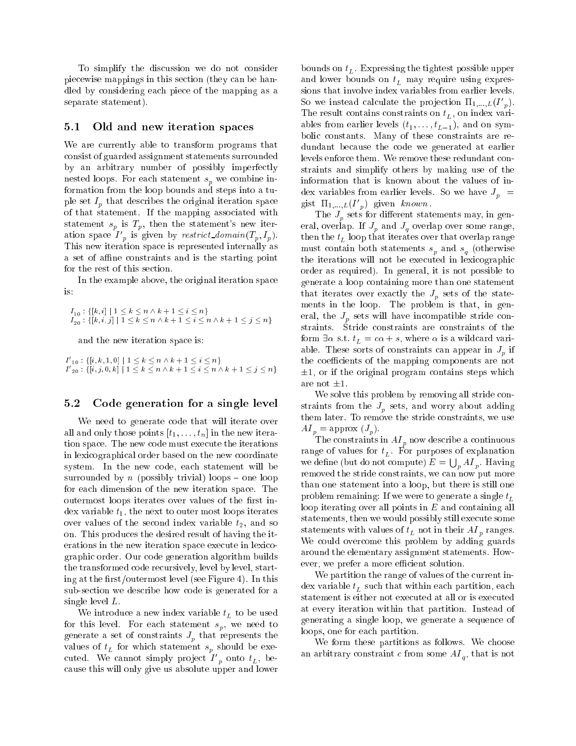To simplify the discussion we do not consider piecewise mappings in this section (they can be handled by considering each piece of the mapping as a separate statement).

### 5.1 Old and new iteration spaces

We are currently able to transform programs that consist of guarded assignment statements surrounded by an arbitrary number of possibly imperfectly nested loops. For each statement $s_p$ we combine information from the loop bounds and steps into a tuple set $I_p$ that describes the original iteration space of that statement. If the mapping associated with statement $s_p$ is $T_p$, then the statement's new iteration space $I'_p$ is given by $restrict\_domain(T_p, I_p)$. This new iteration space is represented internally as a set of affine constraints and is the starting point for the rest of this section.

In the example above, the original iteration space is:

$I_{10} : \{[k, i] \mid 1 \le k \le n \wedge k+1 \le i \le n\}$
$I_{20} : \{[k, i, j] \mid 1 \le k \le n \wedge k+1 \le i \le n \wedge k+1 \le j \le n\}$

and the new iteration space is:

$I'_{10} : \{[i, k, 1, 0] \mid 1 \le k \le n \wedge k+1 \le i \le n\}$
$I'_{20} : \{[i, j, 0, k] \mid 1 \le k \le n \wedge k+1 \le i \le n \wedge k+1 \le j \le n\}$

### 5.2 Code generation for a single level

We need to generate code that will iterate over all and only those points $[t_1, \ldots, t_n]$ in the new iteration space. The new code must execute the iterations in lexicographical order based on the new coordinate system. In the new code, each statement will be surrounded by $n$ (possibly trivial) loops – one loop for each dimension of the new iteration space. The outermost loops iterates over values of the first index variable $t_1$, the next to outer most loops iterates over values of the second index variable $t_2$, and so on. This produces the desired result of having the iterations in the new iteration space execute in lexicographic order. Our code generation algorithm builds the transformed code recursively, level by level, starting at the first/outermost level (see Figure 4). In this sub-section we describe how code is generated for a single level $L$.

We introduce a new index variable $t_L$ to be used for this level. For each statement $s_p$, we need to generate a set of constraints $J_p$ that represents the values of $t_L$ for which statement $s_p$ should be executed. We cannot simply project $I'_p$ onto $t_L$, because this will only give us absolute upper and lower bounds on $t_L$. Expressing the tightest possible upper and lower bounds on $t_L$ may require using expressions that involve index variables from earlier levels. So we instead calculate the projection $\Pi_{1,\ldots,L}(I'_p)$. The result contains constraints on $t_L$, on index variables from earlier levels ($t_1, \ldots, t_{L-1}$), and on symbolic constants. Many of these constraints are redundant because the code we generated at earlier levels enforce them. We remove these redundant constraints and simplify others by making use of the information that is known about the values of index variables from earlier levels. So we have $J_p = \text{gist } \Pi_{1,\ldots,L}(I'_p) \text{ given } known$.

The $J_p$ sets for different statements may, in general, overlap. If $J_p$ and $J_q$ overlap over some range, then the $t_L$ loop that iterates over that overlap range must contain both statements $s_p$ and $s_q$ (otherwise the iterations will not be executed in lexicographic order as required). In general, it is not possible to generate a loop containing more than one statement that iterates over exactly the $J_p$ sets of the statements in the loop. The problem is that, in general, the $J_p$ sets will have incompatible stride constraints. Stride constraints are constraints of the form $\exists \alpha$ s.t. $t_L = c\alpha + s$, where $\alpha$ is a wildcard variable. These sorts of constraints can appear in $J_p$ if the coefficients of the mapping components are not $\pm 1$, or if the original program contains steps which are not $\pm 1$.

We solve this problem by removing all stride constraints from the $J_p$ sets, and worry about adding them later. To remove the stride constraints, we use $AI_p = \text{approx } (J_p)$.

The constraints in $AI_p$ now describe a continuous range of values for $t_L$. For purposes of explanation we define (but do not compute) $E = \bigcup_p AI_p$. Having removed the stride constraints, we can now put more than one statement into a loop, but there is still one problem remaining: If we were to generate a single $t_L$ loop iterating over all points in $E$ and containing all statements, then we would possibly still execute some statements with values of $t_L$ not in their $AI_p$ ranges. We could overcome this problem by adding guards around the elementary assignment statements. However, we prefer a more efficient solution.

We partition the range of values of the current index variable $t_L$ such that within each partition, each statement is either not executed at all or is executed at every iteration within that partition. Instead of generating a single loop, we generate a sequence of loops, one for each partition.

We form these partitions as follows. We choose an arbitrary constraint $c$ from some $AI_q$, that is not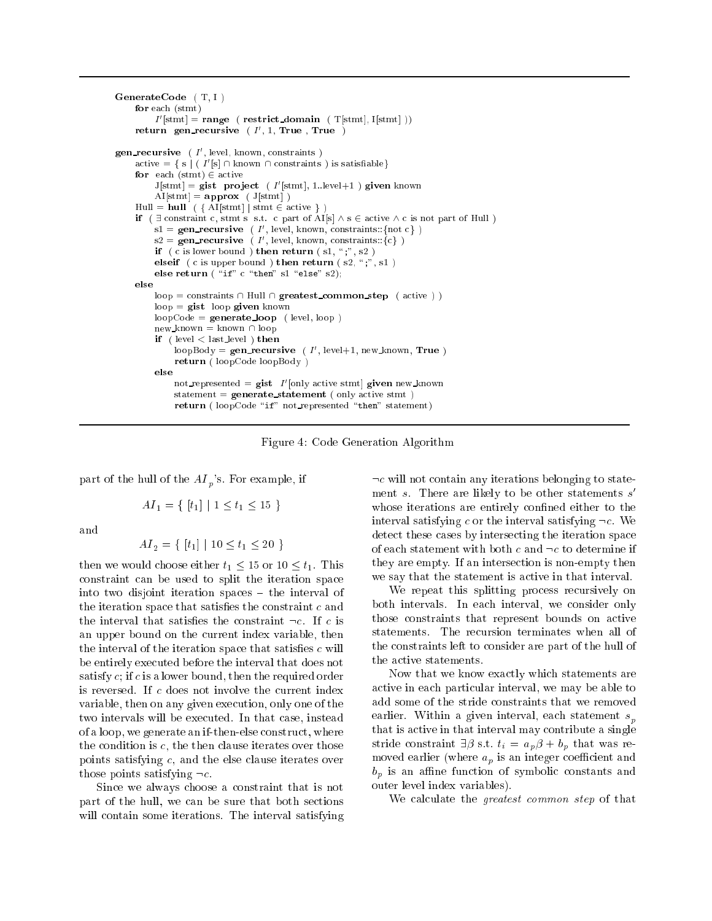```
GenerateCode ( T, I )
    for each (stmt)
        I'[stmt] = range ( restrict_domain ( T[stmt], I[stmt] ))
    return gen_recursive ( I', 1, True , True )

gen_recursive ( I', level, known, constraints )
    active = { s | ( I'[s] ∩ known ∩ constraints ) is satisfiable}
    for each (stmt) ∈ active
        J[stmt] = gist project ( I'[stmt], 1..level+1 ) given known
        AI[stmt] = approx ( J[stmt] )
    Hull = hull ( { AI[stmt] | stmt ∈ active } )
    if ( ∃ constraint c, stmt s s.t. c part of AI[s] ∧ s ∈ active ∧ c is not part of Hull )
        s1 = gen_recursive ( I', level, known, constraints::{not c} )
        s2 = gen_recursive ( I', level, known, constraints::{c} )
        if ( c is lower bound ) then return ( s1, ";", s2 )
        elseif ( c is upper bound ) then return ( s2, ";", s1 )
        else return ( "if" c "then" s1 "else" s2);
    else
        loop = constraints ∩ Hull ∩ greatest_common_step ( active ) )
        loop = gist loop given known
        loopCode = generate_loop ( level, loop )
        new_known = known ∩ loop
        if ( level < last_level ) then
            loopBody = gen_recursive ( I', level+1, new_known, True )
            return ( loopCode loopBody )
        else
            not_represented = gist I'[only active stmt] given new_known
            statement = generate_statement ( only active stmt )
            return ( loopCode "if" not_represented "then" statement)
```

Figure 4: Code Generation Algorithm

part of the hull of the $AI_p$'s. For example, if

$$AI_1 = \{ [t_1] \mid 1 \leq t_1 \leq 15 \}$$

and

$$AI_2 = \{ [t_1] \mid 10 \leq t_1 \leq 20 \}$$

then we would choose either $t_1 \leq 15$ or $10 \leq t_1$. This constraint can be used to split the iteration space into two disjoint iteration spaces – the interval of the iteration space that satisfies the constraint $c$ and the interval that satisfies the constraint $\neg c$. If $c$ is an upper bound on the current index variable, then the interval of the iteration space that satisfies $c$ will be entirely executed before the interval that does not satisfy $c$; if $c$ is a lower bound, then the required order is reversed. If $c$ does not involve the current index variable, then on any given execution, only one of the two intervals will be executed. In that case, instead of a loop, we generate an if-then-else construct, where the condition is $c$, the then clause iterates over those points satisfying $c$, and the else clause iterates over those points satisfying $\neg c$.

Since we always choose a constraint that is not part of the hull, we can be sure that both sections will contain some iterations. The interval satisfying $\neg c$ will not contain any iterations belonging to statement $s$. There are likely to be other statements $s'$ whose iterations are entirely confined either to the interval satisfying $c$ or the interval satisfying $\neg c$. We detect these cases by intersecting the iteration space of each statement with both $c$ and $\neg c$ to determine if they are empty. If an intersection is non-empty then we say that the statement is active in that interval.

We repeat this splitting process recursively on both intervals. In each interval, we consider only those constraints that represent bounds on active statements. The recursion terminates when all of the constraints left to consider are part of the hull of the active statements.

Now that we know exactly which statements are active in each particular interval, we may be able to add some of the stride constraints that we removed earlier. Within a given interval, each statement $s_p$ that is active in that interval may contribute a single stride constraint $\exists \beta$ s.t. $t_i = a_p\beta + b_p$ that was removed earlier (where $a_p$ is an integer coefficient and $b_p$ is an affine function of symbolic constants and outer level index variables).

We calculate the *greatest common step* of that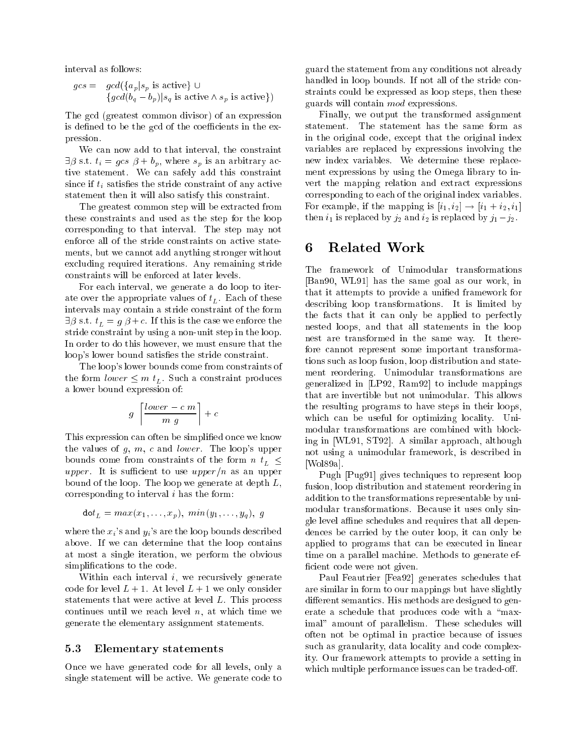interval as follows:

$$gcs = \; gcd(\{a_p | s_p \text{ is active}\} \cup \{gcd(b_q - b_p) | s_q \text{ is active} \wedge s_p \text{ is active}\})$$

The gcd (greatest common divisor) of an expression is defined to be the gcd of the coefficients in the expression.

We can now add to that interval, the constraint $\exists \beta$ s.t. $t_i = gcs\ \beta + b_p$, where $s_p$ is an arbitrary active statement. We can safely add this constraint since if $t_i$ satisfies the stride constraint of any active statement then it will also satisfy this constraint.

The greatest common step will be extracted from these constraints and used as the step for the loop corresponding to that interval. The step may not enforce all of the stride constraints on active statements, but we cannot add anything stronger without excluding required iterations. Any remaining stride constraints will be enforced at later levels.

For each interval, we generate a `do` loop to iterate over the appropriate values of $t_L$. Each of these intervals may contain a stride constraint of the form $\exists \beta$ s.t. $t_L = g\ \beta + c$. If this is the case we enforce the stride constraint by using a non-unit step in the loop. In order to do this however, we must ensure that the loop's lower bound satisfies the stride constraint.

The loop's lower bounds come from constraints of the form $lower \leq m\ t_L$. Such a constraint produces a lower bound expression of:

$$g \left\lceil \frac{lower - c\ m}{m\ g} \right\rceil + c$$

This expression can often be simplified once we know the values of $g$, $m$, $c$ and $lower$. The loop's upper bounds come from constraints of the form $n\ t_L \leq upper$. It is sufficient to use $upper/n$ as an upper bound of the loop. The loop we generate at depth $L$, corresponding to interval $i$ has the form:

$$\texttt{do}\, t_L = max(x_1, \ldots, x_p),\ min(y_1, \ldots, y_q),\ g$$

where the $x_i$'s and $y_i$'s are the loop bounds described above. If we can determine that the loop contains at most a single iteration, we perform the obvious simplifications to the code.

Within each interval $i$, we recursively generate code for level $L + 1$. At level $L + 1$ we only consider statements that were active at level $L$. This process continues until we reach level $n$, at which time we generate the elementary assignment statements.

### 5.3 Elementary statements

Once we have generated code for all levels, only a single statement will be active. We generate code to guard the statement from any conditions not already handled in loop bounds. If not all of the stride constraints could be expressed as loop steps, then these guards will contain *mod* expressions.

Finally, we output the transformed assignment statement. The statement has the same form as in the original code, except that the original index variables are replaced by expressions involving the new index variables. We determine these replacement expressions by using the Omega library to invert the mapping relation and extract expressions corresponding to each of the original index variables. For example, if the mapping is $[i_1, i_2] \rightarrow [i_1 + i_2, i_1]$ then $i_1$ is replaced by $j_2$ and $i_2$ is replaced by $j_1 - j_2$.

## 6 Related Work

The framework of Unimodular transformations [Ban90, WL91] has the same goal as our work, in that it attempts to provide a unified framework for describing loop transformations. It is limited by the facts that it can only be applied to perfectly nested loops, and that all statements in the loop nest are transformed in the same way. It therefore cannot represent some important transformations such as loop fusion, loop distribution and statement reordering. Unimodular transformations are generalized in [LP92, Ram92] to include mappings that are invertible but not unimodular. This allows the resulting programs to have steps in their loops, which can be useful for optimizing locality. Unimodular transformations are combined with blocking in [WL91, ST92]. A similar approach, although not using a unimodular framework, is described in [Wol89a].

Pugh [Pug91] gives techniques to represent loop fusion, loop distribution and statement reordering in addition to the transformations representable by unimodular transformations. Because it uses only single level affine schedules and requires that all dependences be carried by the outer loop, it can only be applied to programs that can be executed in linear time on a parallel machine. Methods to generate efficient code were not given.

Paul Feautrier [Fea92] generates schedules that are similar in form to our mappings but have slightly different semantics. His methods are designed to generate a schedule that produces code with a "maximal" amount of parallelism. These schedules will often not be optimal in practice because of issues such as granularity, data locality and code complexity. Our framework attempts to provide a setting in which multiple performance issues can be traded-off.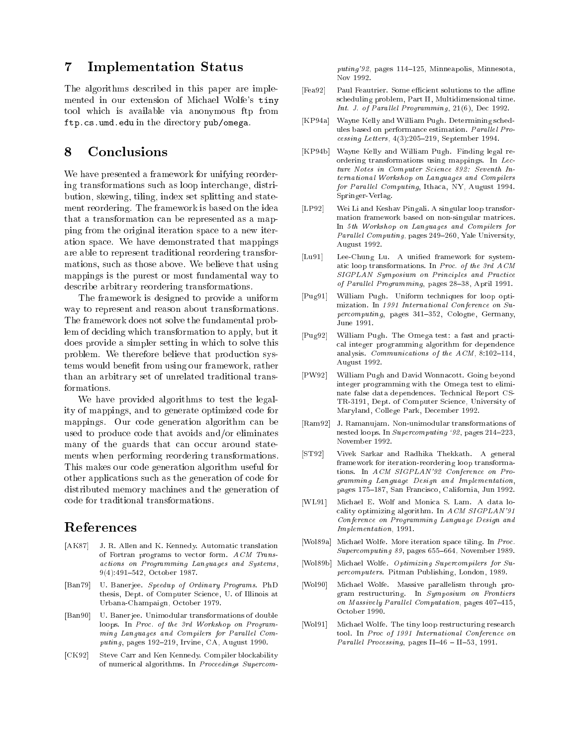## 7 Implementation Status

The algorithms described in this paper are implemented in our extension of Michael Wolfe's `tiny` tool which is available via anonymous ftp from `ftp.cs.umd.edu` in the directory `pub/omega`.

## 8 Conclusions

We have presented a framework for unifying reordering transformations such as loop interchange, distribution, skewing, tiling, index set splitting and statement reordering. The framework is based on the idea that a transformation can be represented as a mapping from the original iteration space to a new iteration space. We have demonstrated that mappings are able to represent traditional reordering transformations, such as those above. We believe that using mappings is the purest or most fundamental way to describe arbitrary reordering transformations.

The framework is designed to provide a uniform way to represent and reason about transformations. The framework does not solve the fundamental problem of deciding which transformation to apply, but it does provide a simpler setting in which to solve this problem. We therefore believe that production systems would benefit from using our framework, rather than an arbitrary set of unrelated traditional transformations.

We have provided algorithms to test the legality of mappings, and to generate optimized code for mappings. Our code generation algorithm can be used to produce code that avoids and/or eliminates many of the guards that can occur around statements when performing reordering transformations. This makes our code generation algorithm useful for other applications such as the generation of code for distributed memory machines and the generation of code for traditional transformations.

## References

[AK87] J. R. Allen and K. Kennedy. Automatic translation of Fortran programs to vector form. *ACM Transactions on Programming Languages and Systems*, 9(4):491–542, October 1987.

[Ban79] U. Banerjee. *Speedup of Ordinary Programs*. PhD thesis, Dept. of Computer Science, U. of Illinois at Urbana-Champaign, October 1979.

[Ban90] U. Banerjee. Unimodular transformations of double loops. In *Proc. of the 3rd Workshop on Programming Languages and Compilers for Parallel Computing*, pages 192–219, Irvine, CA, August 1990.

[CK92] Steve Carr and Ken Kennedy. Compiler blockability of numerical algorithms. In *Proceedings Supercomputing'92*, pages 114–125, Minneapolis, Minnesota, Nov 1992.

[Fea92] Paul Feautrier. Some efficient solutions to the affine scheduling problem, Part II, Multidimensional time. *Int. J. of Parallel Programming*, 21(6), Dec 1992.

[KP94a] Wayne Kelly and William Pugh. Determining schedules based on performance estimation. *Parallel Processing Letters*, 4(3):205–219, September 1994.

[KP94b] Wayne Kelly and William Pugh. Finding legal reordering transformations using mappings. In *Lecture Notes in Computer Science 892: Seventh International Workshop on Languages and Compilers for Parallel Computing*, Ithaca, NY, August 1994. Springer-Verlag.

[LP92] Wei Li and Keshav Pingali. A singular loop transformation framework based on non-singular matrices. In *5th Workshop on Languages and Compilers for Parallel Computing*, pages 249–260, Yale University, August 1992.

[Lu91] Lee-Chung Lu. A unified framework for systematic loop transformations. In *Proc. of the 3rd ACM SIGPLAN Symposium on Principles and Practice of Parallel Programming*, pages 28–38, April 1991.

[Pug91] William Pugh. Uniform techniques for loop optimization. In *1991 International Conference on Supercomputing*, pages 341–352, Cologne, Germany, June 1991.

[Pug92] William Pugh. The Omega test: a fast and practical integer programming algorithm for dependence analysis. *Communications of the ACM*, 8:102–114, August 1992.

[PW92] William Pugh and David Wonnacott. Going beyond integer programming with the Omega test to eliminate false data dependences. Technical Report CS-TR-3191, Dept. of Computer Science, University of Maryland, College Park, December 1992.

[Ram92] J. Ramanujam. Non-unimodular transformations of nested loops. In *Supercomputing '92*, pages 214–223, November 1992.

[ST92] Vivek Sarkar and Radhika Thekkath. A general framework for iteration-reordering loop transformations. In *ACM SIGPLAN'92 Conference on Programming Language Design and Implementation*, pages 175–187, San Francisco, California, Jun 1992.

[WL91] Michael E. Wolf and Monica S. Lam. A data locality optimizing algorithm. In *ACM SIGPLAN'91 Conference on Programming Language Design and Implementation*, 1991.

[Wol89a] Michael Wolfe. More iteration space tiling. In *Proc. Supercomputing 89*, pages 655–664, November 1989.

[Wol89b] Michael Wolfe. *Optimizing Supercompilers for Supercomputers*. Pitman Publishing, London, 1989.

[Wol90] Michael Wolfe. Massive parallelism through program restructuring. In *Symposium on Frontiers on Massively Parallel Computation*, pages 407–415, October 1990.

[Wol91] Michael Wolfe. The tiny loop restructuring research tool. In *Proc of 1991 International Conference on Parallel Processing*, pages II–46 – II–53, 1991.